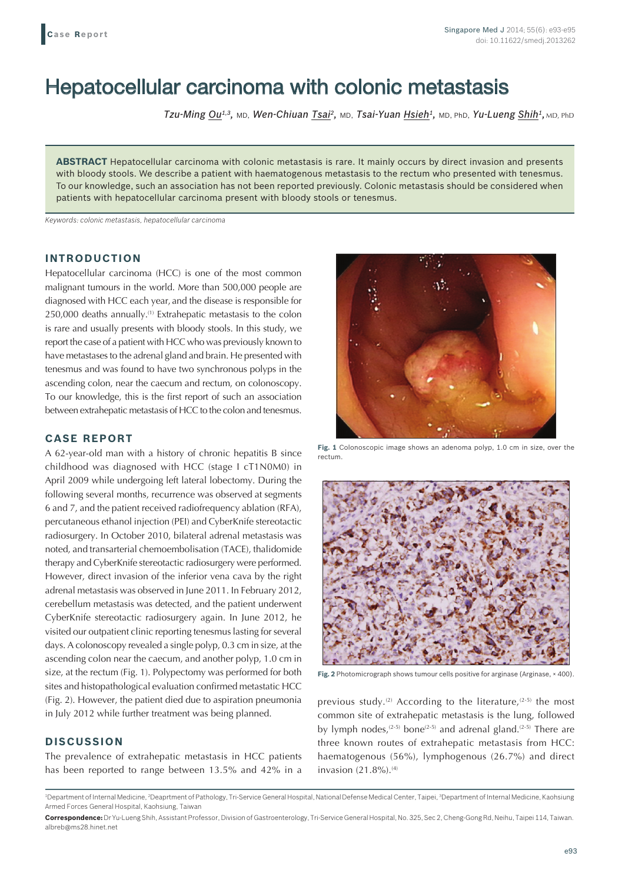Case Report

# Hepatocellular carcinoma with colonic metastasis

*Tzu-Ming Ou*[1,3], MD, *Wen-Chiuan Tsai*[2], MD, *Tsai-Yuan Hsieh*[1], MD, PhD, *Yu-Lueng Shih*[1], MD, PhD

**ABSTRACT** Hepatocellular carcinoma with colonic metastasis is rare. It mainly occurs by direct invasion and presents with bloody stools. We describe a patient with haematogenous metastasis to the rectum who presented with tenesmus. To our knowledge, such an association has not been reported previously. Colonic metastasis should be considered when patients with hepatocellular carcinoma present with bloody stools or tenesmus.

*Keywords: colonic metastasis, hepatocellular carcinoma*

## INTRODUCTION

Hepatocellular carcinoma (HCC) is one of the most common malignant tumours in the world. More than 500,000 people are diagnosed with HCC each year, and the disease is responsible for 250,000 deaths annually.[1] Extrahepatic metastasis to the colon is rare and usually presents with bloody stools. In this study, we report the case of a patient with HCC who was previously known to have metastases to the adrenal gland and brain. He presented with tenesmus and was found to have two synchronous polyps in the ascending colon, near the caecum and rectum, on colonoscopy. To our knowledge, this is the first report of such an association between extrahepatic metastasis of HCC to the colon and tenesmus.

## CASE REPORT

A 62-year-old man with a history of chronic hepatitis B since childhood was diagnosed with HCC (stage I cT1N0M0) in April 2009 while undergoing left lateral lobectomy. During the following several months, recurrence was observed at segments 6 and 7, and the patient received radiofrequency ablation (RFA), percutaneous ethanol injection (PEI) and CyberKnife stereotactic radiosurgery. In October 2010, bilateral adrenal metastasis was noted, and transarterial chemoembolisation (TACE), thalidomide therapy and CyberKnife stereotactic radiosurgery were performed. However, direct invasion of the inferior vena cava by the right adrenal metastasis was observed in June 2011. In February 2012, cerebellum metastasis was detected, and the patient underwent CyberKnife stereotactic radiosurgery again. In June 2012, he visited our outpatient clinic reporting tenesmus lasting for several days. A colonoscopy revealed a single polyp, 0.3 cm in size, at the ascending colon near the caecum, and another polyp, 1.0 cm in size, at the rectum (Fig. 1). Polypectomy was performed for both sites and histopathological evaluation confirmed metastatic HCC (Fig. 2). However, the patient died due to aspiration pneumonia in July 2012 while further treatment was being planned.

**Fig. 1** Colonoscopic image shows an adenoma polyp, 1.0 cm in size, over the rectum.

**Fig. 2** Photomicrograph shows tumour cells positive for arginase (Arginase, × 400).

## DISCUSSION

The prevalence of extrahepatic metastasis in HCC patients has been reported to range between 13.5% and 42% in a previous study.[2] According to the literature,[2-5] the most common site of extrahepatic metastasis is the lung, followed by lymph nodes,[2-5] bone[2-5] and adrenal gland.[2-5] There are three known routes of extrahepatic metastasis from HCC: haematogenous (56%), lymphogenous (26.7%) and direct invasion (21.8%).[4]

[1]Department of Internal Medicine, [2]Deaprtment of Pathology, Tri-Service General Hospital, National Defense Medical Center, Taipei, [3]Department of Internal Medicine, Kaohsiung Armed Forces General Hospital, Kaohsiung, Taiwan

**Correspondence:** Dr Yu-Lueng Shih, Assistant Professor, Division of Gastroenterology, Tri-Service General Hospital, No. 325, Sec 2, Cheng-Gong Rd, Neihu, Taipei 114, Taiwan. albreb@ms28.hinet.net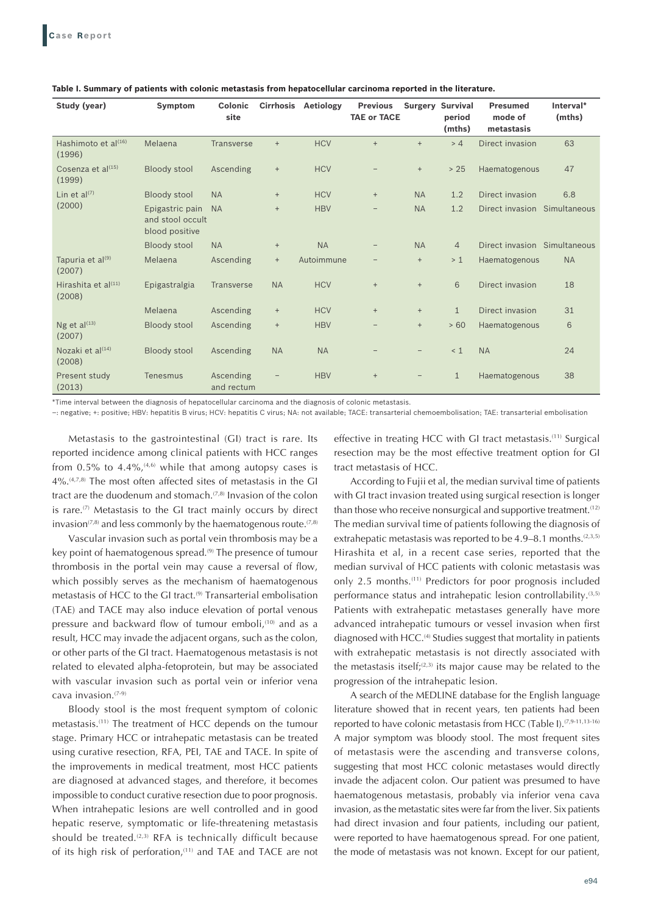**Table I. Summary of patients with colonic metastasis from hepatocellular carcinoma reported in the literature.**

| Study (year) | Symptom | Colonic site | Cirrhosis | Aetiology | Previous TAE or TACE | Surgery | Survival period (mths) | Presumed mode of metastasis | Interval* (mths) |
|---|---|---|---|---|---|---|---|---|---|
| Hashimoto et al[16] (1996) | Melaena | Transverse | + | HCV | + | + | > 4 | Direct invasion | 63 |
| Cosenza et al[15] (1999) | Bloody stool | Ascending | + | HCV | – | + | > 25 | Haematogenous | 47 |
| Lin et al[7] (2000) | Bloody stool | NA | + | HCV | + | NA | 1.2 | Direct invasion | 6.8 |
| | Epigastric pain and stool occult blood positive | NA | + | HBV | – | NA | 1.2 | Direct invasion | Simultaneous |
| | Bloody stool | NA | + | NA | – | NA | 4 | Direct invasion | Simultaneous |
| Tapuria et al[9] (2007) | Melaena | Ascending | + | Autoimmune | – | + | > 1 | Haematogenous | NA |
| Hirashita et al[11] (2008) | Epigastralgia | Transverse | NA | HCV | + | + | 6 | Direct invasion | 18 |
| | Melaena | Ascending | + | HCV | + | + | 1 | Direct invasion | 31 |
| Ng et al[13] (2007) | Bloody stool | Ascending | + | HBV | – | + | > 60 | Haematogenous | 6 |
| Nozaki et al[14] (2008) | Bloody stool | Ascending | NA | NA | – | – | < 1 | NA | 24 |
| Present study (2013) | Tenesmus | Ascending and rectum | – | HBV | + | – | 1 | Haematogenous | 38 |

*Time interval between the diagnosis of hepatocellular carcinoma and the diagnosis of colonic metastasis.

–: negative; +: positive; HBV: hepatitis B virus; HCV: hepatitis C virus; NA: not available; TACE: transarterial chemoembolisation; TAE: transarterial embolisation

Metastasis to the gastrointestinal (GI) tract is rare. Its reported incidence among clinical patients with HCC ranges from 0.5% to 4.4%,[4,6] while that among autopsy cases is 4%.[4,7,8] The most often affected sites of metastasis in the GI tract are the duodenum and stomach.[7,8] Invasion of the colon is rare.[7] Metastasis to the GI tract mainly occurs by direct invasion[7,8] and less commonly by the haematogenous route.[7,8]

Vascular invasion such as portal vein thrombosis may be a key point of haematogenous spread.[9] The presence of tumour thrombosis in the portal vein may cause a reversal of flow, which possibly serves as the mechanism of haematogenous metastasis of HCC to the GI tract.[9] Transarterial embolisation (TAE) and TACE may also induce elevation of portal venous pressure and backward flow of tumour emboli,[10] and as a result, HCC may invade the adjacent organs, such as the colon, or other parts of the GI tract. Haematogenous metastasis is not related to elevated alpha-fetoprotein, but may be associated with vascular invasion such as portal vein or inferior vena cava invasion.[7-9]

Bloody stool is the most frequent symptom of colonic metastasis.[11] The treatment of HCC depends on the tumour stage. Primary HCC or intrahepatic metastasis can be treated using curative resection, RFA, PEI, TAE and TACE. In spite of the improvements in medical treatment, most HCC patients are diagnosed at advanced stages, and therefore, it becomes impossible to conduct curative resection due to poor prognosis. When intrahepatic lesions are well controlled and in good hepatic reserve, symptomatic or life-threatening metastasis should be treated.[2,3] RFA is technically difficult because of its high risk of perforation,[11] and TAE and TACE are not effective in treating HCC with GI tract metastasis.[11] Surgical resection may be the most effective treatment option for GI tract metastasis of HCC.

According to Fujii et al, the median survival time of patients with GI tract invasion treated using surgical resection is longer than those who receive nonsurgical and supportive treatment.[12] The median survival time of patients following the diagnosis of extrahepatic metastasis was reported to be 4.9–8.1 months.[2,3,5] Hirashita et al, in a recent case series, reported that the median survival of HCC patients with colonic metastasis was only 2.5 months.[11] Predictors for poor prognosis included performance status and intrahepatic lesion controllability.[3,5] Patients with extrahepatic metastases generally have more advanced intrahepatic tumours or vessel invasion when first diagnosed with HCC.[4] Studies suggest that mortality in patients with extrahepatic metastasis is not directly associated with the metastasis itself;[2,3] its major cause may be related to the progression of the intrahepatic lesion.

A search of the MEDLINE database for the English language literature showed that in recent years, ten patients had been reported to have colonic metastasis from HCC (Table I).[7,9-11,13-16] A major symptom was bloody stool. The most frequent sites of metastasis were the ascending and transverse colons, suggesting that most HCC colonic metastases would directly invade the adjacent colon. Our patient was presumed to have haematogenous metastasis, probably via inferior vena cava invasion, as the metastatic sites were far from the liver. Six patients had direct invasion and four patients, including our patient, were reported to have haematogenous spread. For one patient, the mode of metastasis was not known. Except for our patient,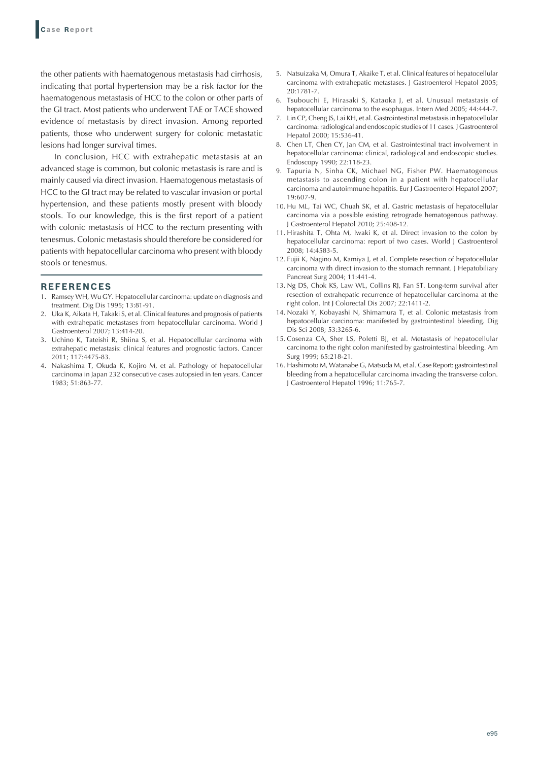the other patients with haematogenous metastasis had cirrhosis, indicating that portal hypertension may be a risk factor for the haematogenous metastasis of HCC to the colon or other parts of the GI tract. Most patients who underwent TAE or TACE showed evidence of metastasis by direct invasion. Among reported patients, those who underwent surgery for colonic metastatic lesions had longer survival times.

In conclusion, HCC with extrahepatic metastasis at an advanced stage is common, but colonic metastasis is rare and is mainly caused via direct invasion. Haematogenous metastasis of HCC to the GI tract may be related to vascular invasion or portal hypertension, and these patients mostly present with bloody stools. To our knowledge, this is the first report of a patient with colonic metastasis of HCC to the rectum presenting with tenesmus. Colonic metastasis should therefore be considered for patients with hepatocellular carcinoma who present with bloody stools or tenesmus.

## REFERENCES

1. Ramsey WH, Wu GY. Hepatocellular carcinoma: update on diagnosis and treatment. Dig Dis 1995; 13:81-91.
2. Uka K, Aikata H, Takaki S, et al. Clinical features and prognosis of patients with extrahepatic metastases from hepatocellular carcinoma. World J Gastroenterol 2007; 13:414-20.
3. Uchino K, Tateishi R, Shiina S, et al. Hepatocellular carcinoma with extrahepatic metastasis: clinical features and prognostic factors. Cancer 2011; 117:4475-83.
4. Nakashima T, Okuda K, Kojiro M, et al. Pathology of hepatocellular carcinoma in Japan 232 consecutive cases autopsied in ten years. Cancer 1983; 51:863-77.
5. Natsuizaka M, Omura T, Akaike T, et al. Clinical features of hepatocellular carcinoma with extrahepatic metastases. J Gastroenterol Hepatol 2005; 20:1781-7.
6. Tsubouchi E, Hirasaki S, Kataoka J, et al. Unusual metastasis of hepatocellular carcinoma to the esophagus. Intern Med 2005; 44:444-7.
7. Lin CP, Cheng JS, Lai KH, et al. Gastrointestinal metastasis in hepatocellular carcinoma: radiological and endoscopic studies of 11 cases. J Gastroenterol Hepatol 2000; 15:536-41.
8. Chen LT, Chen CY, Jan CM, et al. Gastrointestinal tract involvement in hepatocellular carcinoma: clinical, radiological and endoscopic studies. Endoscopy 1990; 22:118-23.
9. Tapuria N, Sinha CK, Michael NG, Fisher PW. Haematogenous metastasis to ascending colon in a patient with hepatocellular carcinoma and autoimmune hepatitis. Eur J Gastroenterol Hepatol 2007; 19:607-9.
10. Hu ML, Tai WC, Chuah SK, et al. Gastric metastasis of hepatocellular carcinoma via a possible existing retrograde hematogenous pathway. J Gastroenterol Hepatol 2010; 25:408-12.
11. Hirashita T, Ohta M, Iwaki K, et al. Direct invasion to the colon by hepatocellular carcinoma: report of two cases. World J Gastroenterol 2008; 14:4583-5.
12. Fujii K, Nagino M, Kamiya J, et al. Complete resection of hepatocellular carcinoma with direct invasion to the stomach remnant. J Hepatobiliary Pancreat Surg 2004; 11:441-4.
13. Ng DS, Chok KS, Law WL, Collins RJ, Fan ST. Long-term survival after resection of extrahepatic recurrence of hepatocellular carcinoma at the right colon. Int J Colorectal Dis 2007; 22:1411-2.
14. Nozaki Y, Kobayashi N, Shimamura T, et al. Colonic metastasis from hepatocellular carcinoma: manifested by gastrointestinal bleeding. Dig Dis Sci 2008; 53:3265-6.
15. Cosenza CA, Sher LS, Poletti BJ, et al. Metastasis of hepatocellular carcinoma to the right colon manifested by gastrointestinal bleeding. Am Surg 1999; 65:218-21.
16. Hashimoto M, Watanabe G, Matsuda M, et al. Case Report: gastrointestinal bleeding from a hepatocellular carcinoma invading the transverse colon. J Gastroenterol Hepatol 1996; 11:765-7.